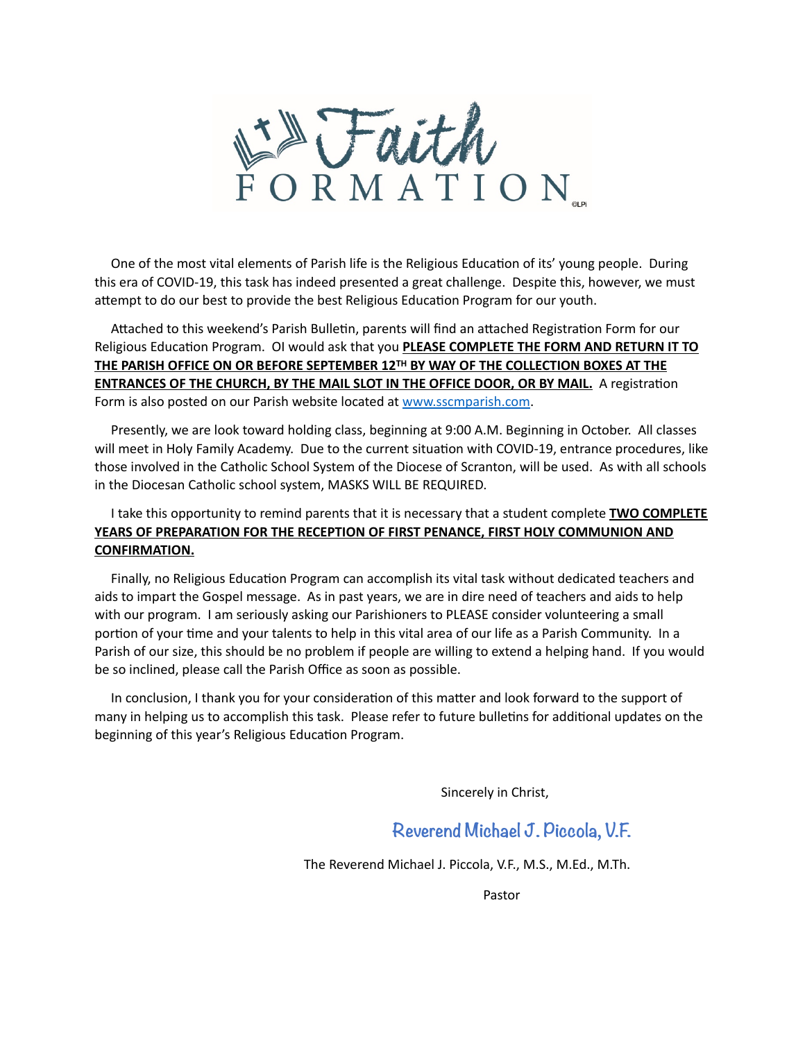# Faith FORMATION

One of the most vital elements of Parish life is the Religious Education of its' young people. During this era of COVID-19, this task has indeed presented a great challenge. Despite this, however, we must attempt to do our best to provide the best Religious Education Program for our youth.

Attached to this weekend's Parish Bulletin, parents will find an attached Registration Form for our Religious Education Program. OI would ask that you **PLEASE COMPLETE THE FORM AND RETURN IT TO THE PARISH OFFICE ON OR BEFORE SEPTEMBER 12TH BY WAY OF THE COLLECTION BOXES AT THE ENTRANCES OF THE CHURCH, BY THE MAIL SLOT IN THE OFFICE DOOR, OR BY MAIL.** A registration Form is also posted on our Parish website located at [www.sscmparish.com](www.sscmparish.com).

Presently, we are look toward holding class, beginning at 9:00 A.M. Beginning in October. All classes will meet in Holy Family Academy. Due to the current situation with COVID-19, entrance procedures, like those involved in the Catholic School System of the Diocese of Scranton, will be used. As with all schools in the Diocesan Catholic school system, MASKS WILL BE REQUIRED.

I take this opportunity to remind parents that it is necessary that a student complete **TWO COMPLETE YEARS OF PREPARATION FOR THE RECEPTION OF FIRST PENANCE, FIRST HOLY COMMUNION AND CONFIRMATION.**

Finally, no Religious Education Program can accomplish its vital task without dedicated teachers and aids to impart the Gospel message. As in past years, we are in dire need of teachers and aids to help with our program. I am seriously asking our Parishioners to PLEASE consider volunteering a small portion of your time and your talents to help in this vital area of our life as a Parish Community. In a Parish of our size, this should be no problem if people are willing to extend a helping hand. If you would be so inclined, please call the Parish Office as soon as possible.

In conclusion, I thank you for your consideration of this matter and look forward to the support of many in helping us to accomplish this task. Please refer to future bulletins for additional updates on the beginning of this year's Religious Education Program.

Sincerely in Christ,

*Reverend Michael J. Piccola, V.F.*

The Reverend Michael J. Piccola, V.F., M.S., M.Ed., M.Th.

Pastor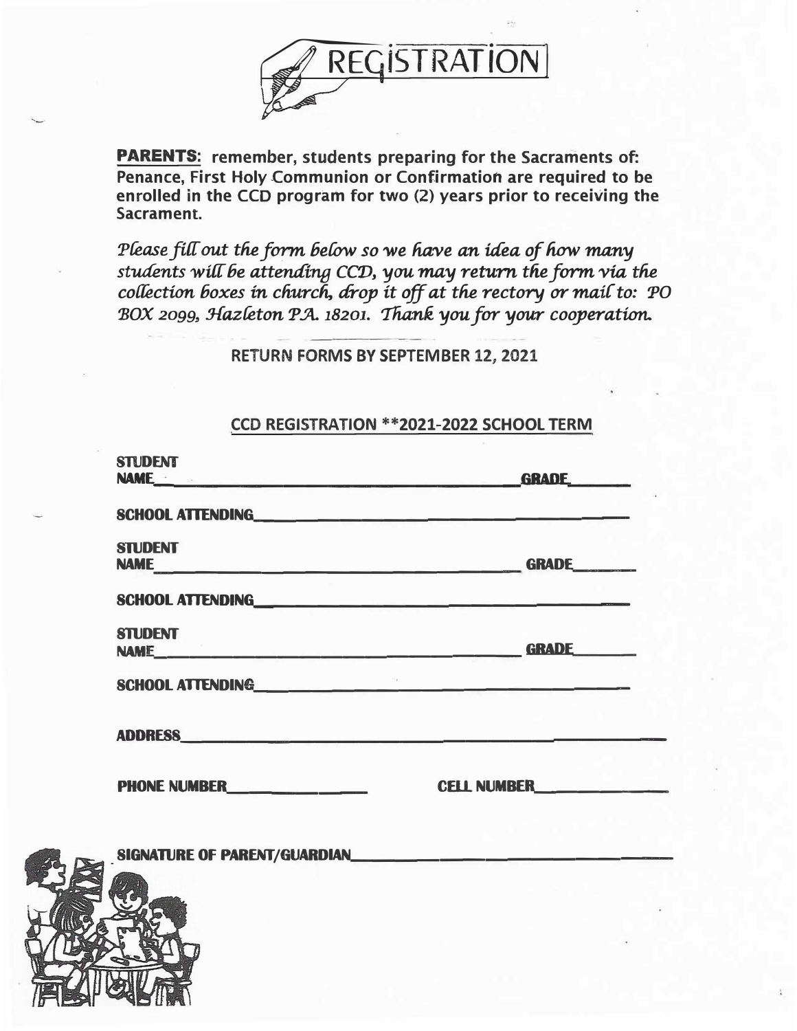# REGISTRATION

**PARENTS:** remember, students preparing for the Sacraments of: Penance, First Holy Communion or Confirmation are required to be enrolled in the CCD program for two (2) years prior to receiving the Sacrament.

*Please fill out the form below so we have an idea of how many students will be attending CCD, you may return the form via the collection boxes in church, drop it off at the rectory or mail to: PO BOX 2099, Hazleton P.A. 18201. Thank you for your cooperation.*

RETURN FORMS BY SEPTEMBER 12, 2021

## CCD REGISTRATION **2021-2022 SCHOOL TERM

**STUDENT NAME**\_\_\_\_\_\_\_\_\_\_\_\_\_\_\_\_\_\_\_\_\_\_\_\_\_\_\_\_\_\_\_\_\_\_\_\_\_\_\_\_ **GRADE**\_\_\_\_\_\_\_\_

**SCHOOL ATTENDING**\_\_\_\_\_\_\_\_\_\_\_\_\_\_\_\_\_\_\_\_\_\_\_\_\_\_\_\_\_\_\_\_\_\_\_\_\_\_\_\_\_\_\_\_

**STUDENT NAME**\_\_\_\_\_\_\_\_\_\_\_\_\_\_\_\_\_\_\_\_\_\_\_\_\_\_\_\_\_\_\_\_\_\_\_\_\_\_\_\_ **GRADE**\_\_\_\_\_\_\_\_

**SCHOOL ATTENDING**\_\_\_\_\_\_\_\_\_\_\_\_\_\_\_\_\_\_\_\_\_\_\_\_\_\_\_\_\_\_\_\_\_\_\_\_\_\_\_\_\_\_\_\_

**STUDENT NAME**\_\_\_\_\_\_\_\_\_\_\_\_\_\_\_\_\_\_\_\_\_\_\_\_\_\_\_\_\_\_\_\_\_\_\_\_\_\_\_\_ **GRADE**\_\_\_\_\_\_\_\_

**SCHOOL ATTENDING**\_\_\_\_\_\_\_\_\_\_\_\_\_\_\_\_\_\_\_\_\_\_\_\_\_\_\_\_\_\_\_\_\_\_\_\_\_\_\_\_\_\_\_\_

**ADDRESS**\_\_\_\_\_\_\_\_\_\_\_\_\_\_\_\_\_\_\_\_\_\_\_\_\_\_\_\_\_\_\_\_\_\_\_\_\_\_\_\_\_\_\_\_\_\_\_\_\_\_\_\_

**PHONE NUMBER**\_\_\_\_\_\_\_\_\_\_\_\_\_\_\_\_ **CELL NUMBER**\_\_\_\_\_\_\_\_\_\_\_\_\_\_\_\_

**SIGNATURE OF PARENT/GUARDIAN**\_\_\_\_\_\_\_\_\_\_\_\_\_\_\_\_\_\_\_\_\_\_\_\_\_\_\_\_\_\_\_\_